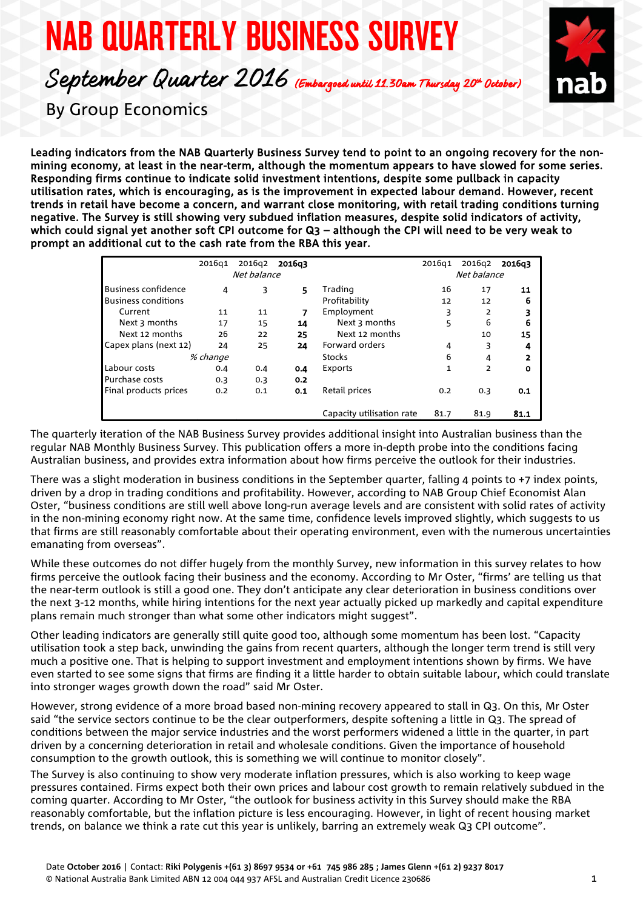# NAB QUARTERLY BUSINESS SURVEY

## September Quarter 2016 *(Embargoed until 11.30am Thursday 20th October)*

By Group Economics

**Leading indicators from the NAB Quarterly Business Survey tend to point to an ongoing recovery for the non-mining economy, at least in the near-term, although the momentum appears to have slowed for some series. Responding firms continue to indicate solid investment intentions, despite some pullback in capacity utilisation rates, which is encouraging, as is the improvement in expected labour demand. However, recent trends in retail have become a concern, and warrant close monitoring, with retail trading conditions turning negative. The Survey is still showing very subdued inflation measures, despite solid indicators of activity, which could signal yet another soft CPI outcome for Q3 – although the CPI will need to be very weak to prompt an additional cut to the cash rate from the RBA this year.**

| | 2016q1 | 2016q2 | 2016q3 | | 2016q1 | 2016q2 | 2016q3 |
|---|---|---|---|---|---|---|---|
| | | *Net balance* | | | | *Net balance* | |
| Business confidence | 4 | 3 | **5** | Trading | 16 | 17 | **11** |
| Business conditions | | | | Profitability | 12 | 12 | **6** |
| Current | 11 | 11 | **7** | Employment | 3 | 2 | **3** |
| Next 3 months | 17 | 15 | **14** | Next 3 months | 5 | 6 | **6** |
| Next 12 months | 26 | 22 | **25** | Next 12 months | | 10 | **15** |
| Capex plans (next 12) | 24 | 25 | **24** | Forward orders | 4 | 3 | **4** |
| | *% change* | | | Stocks | 6 | 4 | **2** |
| Labour costs | 0.4 | 0.4 | **0.4** | Exports | 1 | 2 | **0** |
| Purchase costs | 0.3 | 0.3 | **0.2** | | | | |
| Final products prices | 0.2 | 0.1 | **0.1** | Retail prices | 0.2 | 0.3 | **0.1** |
| | | | | Capacity utilisation rate | 81.7 | 81.9 | **81.1** |

The quarterly iteration of the NAB Business Survey provides additional insight into Australian business than the regular NAB Monthly Business Survey. This publication offers a more in-depth probe into the conditions facing Australian business, and provides extra information about how firms perceive the outlook for their industries.

There was a slight moderation in business conditions in the September quarter, falling 4 points to +7 index points, driven by a drop in trading conditions and profitability. However, according to NAB Group Chief Economist Alan Oster, "business conditions are still well above long-run average levels and are consistent with solid rates of activity in the non-mining economy right now. At the same time, confidence levels improved slightly, which suggests to us that firms are still reasonably comfortable about their operating environment, even with the numerous uncertainties emanating from overseas".

While these outcomes do not differ hugely from the monthly Survey, new information in this survey relates to how firms perceive the outlook facing their business and the economy. According to Mr Oster, "firms' are telling us that the near-term outlook is still a good one. They don't anticipate any clear deterioration in business conditions over the next 3-12 months, while hiring intentions for the next year actually picked up markedly and capital expenditure plans remain much stronger than what some other indicators might suggest".

Other leading indicators are generally still quite good too, although some momentum has been lost. "Capacity utilisation took a step back, unwinding the gains from recent quarters, although the longer term trend is still very much a positive one. That is helping to support investment and employment intentions shown by firms. We have even started to see some signs that firms are finding it a little harder to obtain suitable labour, which could translate into stronger wages growth down the road" said Mr Oster.

However, strong evidence of a more broad based non-mining recovery appeared to stall in Q3. On this, Mr Oster said "the service sectors continue to be the clear outperformers, despite softening a little in Q3. The spread of conditions between the major service industries and the worst performers widened a little in the quarter, in part driven by a concerning deterioration in retail and wholesale conditions. Given the importance of household consumption to the growth outlook, this is something we will continue to monitor closely".

The Survey is also continuing to show very moderate inflation pressures, which is also working to keep wage pressures contained. Firms expect both their own prices and labour cost growth to remain relatively subdued in the coming quarter. According to Mr Oster, "the outlook for business activity in this Survey should make the RBA reasonably comfortable, but the inflation picture is less encouraging. However, in light of recent housing market trends, on balance we think a rate cut this year is unlikely, barring an extremely weak Q3 CPI outcome".

Date **October 2016** | Contact: **Riki Polygenis +(61 3) 8697 9534 or +61 745 986 285 ; James Glenn +(61 2) 9237 8017**
© National Australia Bank Limited ABN 12 004 044 937 AFSL and Australian Credit Licence 230686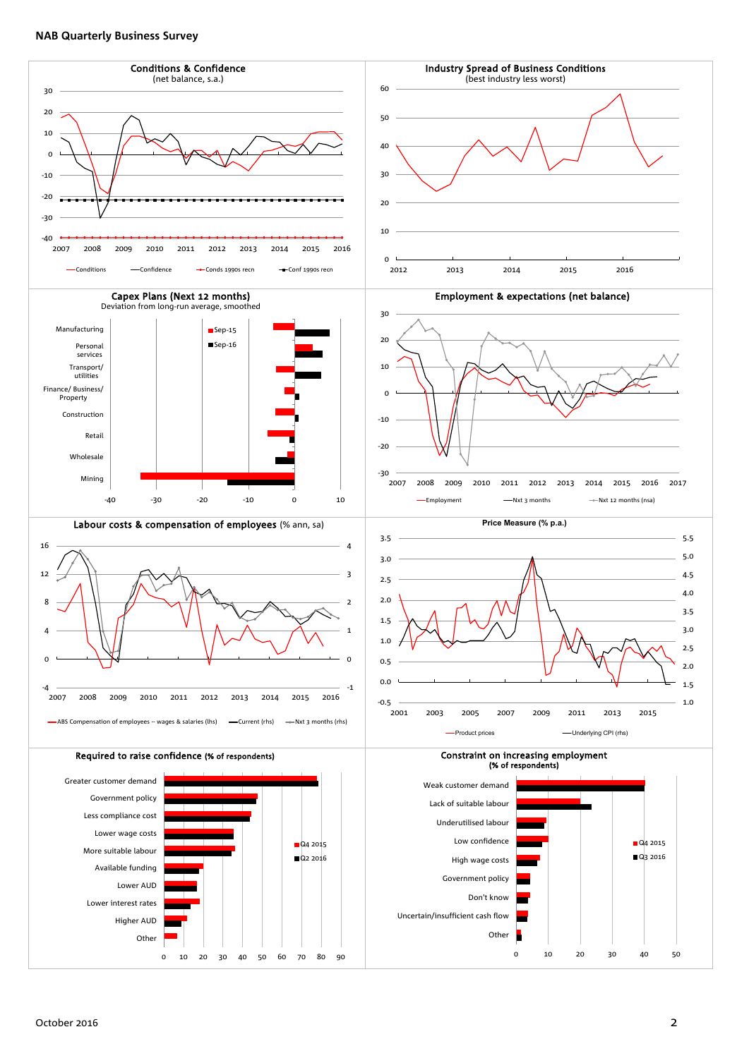## NAB Quarterly Business Survey

### Conditions & Confidence

(net balance, s.a.)

30
20
10
0
-10
-20
-30
-40

2007 2008 2009 2010 2011 2012 2013 2014 2015 2016

Conditions
Confidence
Conds 1990s recn
Conf 1990s recn

### Industry Spread of Business Conditions

(best industry less worst)

60
50
40
30
20
10
0

2012 2013 2014 2015 2016

### Capex Plans (Next 12 months)

Deviation from long-run average, smoothed

Manufacturing
Personal services
Transport/ utilities
Finance/ Business/ Property
Construction
Retail
Wholesale
Mining

Sep-15
Sep-16

-40 -30 -20 -10 0 10

### Employment & expectations (net balance)

30
20
10
0
-10
-20
-30

2007 2008 2009 2010 2011 2012 2013 2014 2015 2016 2017

Employment
Nxt 3 months
Nxt 12 months (nsa)

### Labour costs & compensation of employees (% ann, sa)

16
12
8
4
0
-4

4
3
2
1
0
-1

2007 2008 2009 2010 2011 2012 2013 2014 2015 2016

ABS Compensation of employees – wages & salaries (lhs)
Current (rhs)
Nxt 3 months (rhs)

### Price Measure (% p.a.)

3.5
3.0
2.5
2.0
1.5
1.0
0.5
0.0
-0.5

5.5
5.0
4.5
4.0
3.5
3.0
2.5
2.0
1.5
1.0

2001 2003 2005 2007 2009 2011 2013 2015

Product prices
Underlying CPI (rhs)

### Required to raise confidence (% of respondents)

Greater customer demand
Government policy
Less compliance cost
Lower wage costs
More suitable labour
Available funding
Lower AUD
Lower interest rates
Higher AUD
Other

Q4 2015
Q2 2016

0 10 20 30 40 50 60 70 80 90

### Constraint on increasing employment

(% of respondents)

Weak customer demand
Lack of suitable labour
Underutilised labour
Low confidence
High wage costs
Government policy
Don't know
Uncertain/insufficient cash flow
Other

Q4 2015
Q3 2016

0 10 20 30 40 50

October 2016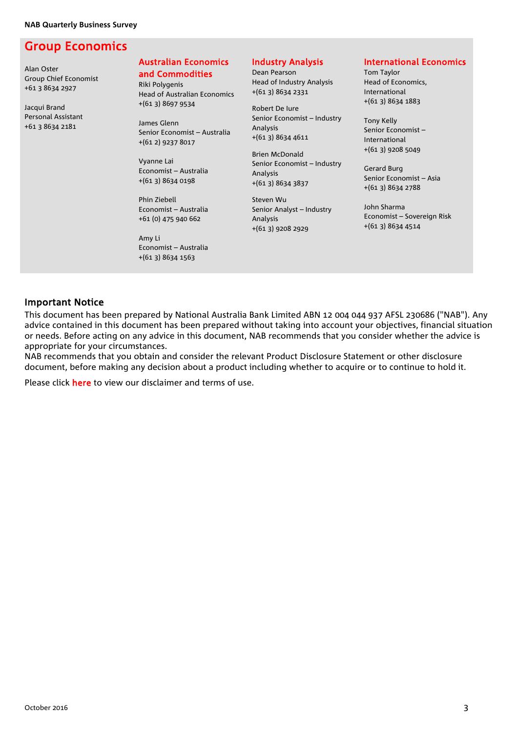# Group Economics

Alan Oster
Group Chief Economist
+61 3 8634 2927

Jacqui Brand
Personal Assistant
+61 3 8634 2181

## Australian Economics and Commodities

Riki Polygenis
Head of Australian Economics
+(61 3) 8697 9534

James Glenn
Senior Economist – Australia
+(61 2) 9237 8017

Vyanne Lai
Economist – Australia
+(61 3) 8634 0198

Phin Ziebell
Economist – Australia
+61 (0) 475 940 662

Amy Li
Economist – Australia
+(61 3) 8634 1563

## Industry Analysis

Dean Pearson
Head of Industry Analysis
+(61 3) 8634 2331

Robert De Iure
Senior Economist – Industry Analysis
+(61 3) 8634 4611

Brien McDonald
Senior Economist – Industry Analysis
+(61 3) 8634 3837

Steven Wu
Senior Analyst – Industry Analysis
+(61 3) 9208 2929

## International Economics

Tom Taylor
Head of Economics, International
+(61 3) 8634 1883

Tony Kelly
Senior Economist – International
+(61 3) 9208 5049

Gerard Burg
Senior Economist – Asia
+(61 3) 8634 2788

John Sharma
Economist – Sovereign Risk
+(61 3) 8634 4514

## Important Notice

This document has been prepared by National Australia Bank Limited ABN 12 004 044 937 AFSL 230686 ("NAB"). Any advice contained in this document has been prepared without taking into account your objectives, financial situation or needs. Before acting on any advice in this document, NAB recommends that you consider whether the advice is appropriate for your circumstances.
NAB recommends that you obtain and consider the relevant Product Disclosure Statement or other disclosure document, before making any decision about a product including whether to acquire or to continue to hold it.

Please click **here** to view our disclaimer and terms of use.